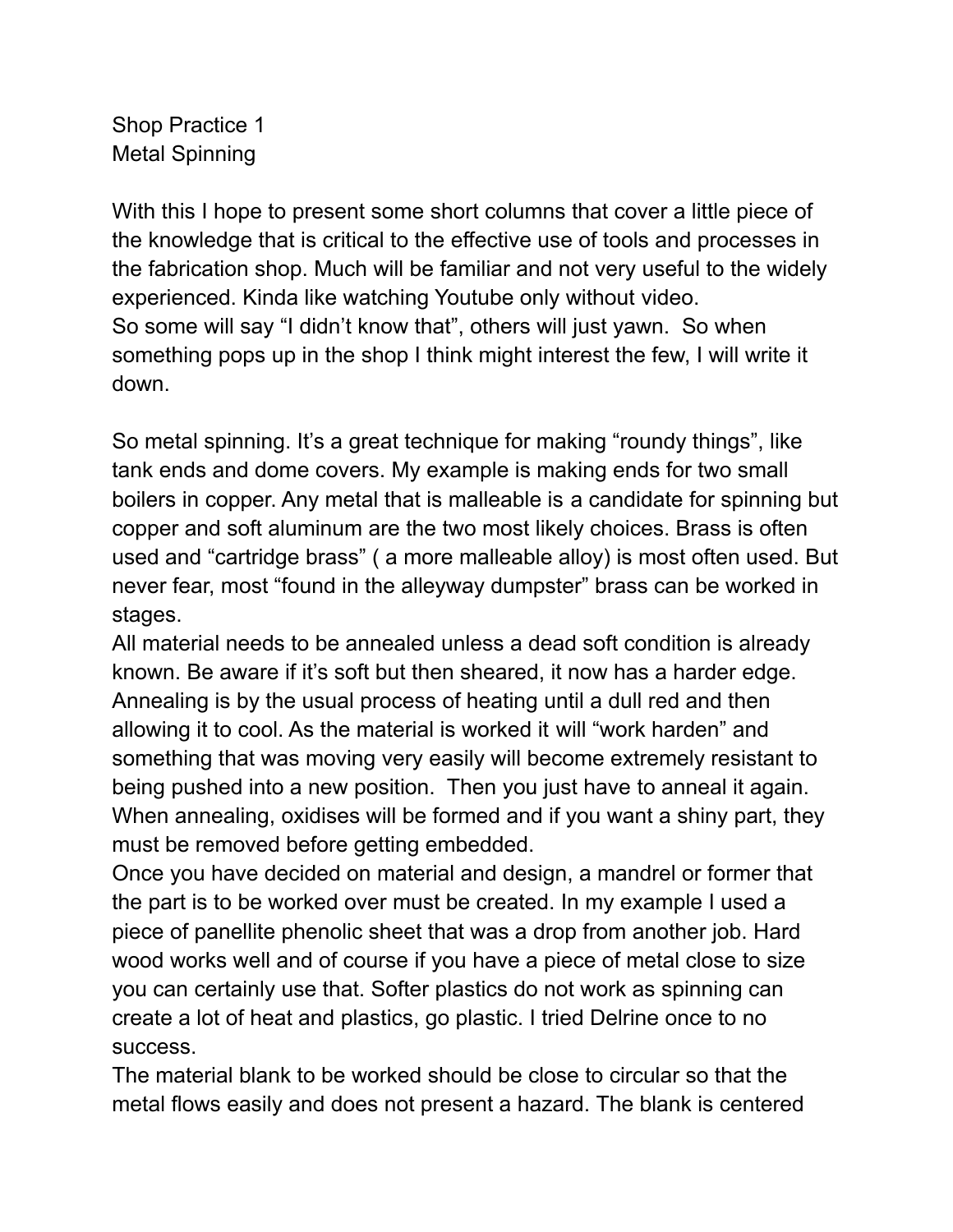Shop Practice 1
Metal Spinning

With this I hope to present some short columns that cover a little piece of the knowledge that is critical to the effective use of tools and processes in the fabrication shop. Much will be familiar and not very useful to the widely experienced. Kinda like watching Youtube only without video.
So some will say "I didn't know that", others will just yawn. So when something pops up in the shop I think might interest the few, I will write it down.

So metal spinning. It's a great technique for making "roundy things", like tank ends and dome covers. My example is making ends for two small boilers in copper. Any metal that is malleable is a candidate for spinning but copper and soft aluminum are the two most likely choices. Brass is often used and "cartridge brass" ( a more malleable alloy) is most often used. But never fear, most "found in the alleyway dumpster" brass can be worked in stages.
All material needs to be annealed unless a dead soft condition is already known. Be aware if it's soft but then sheared, it now has a harder edge. Annealing is by the usual process of heating until a dull red and then allowing it to cool. As the material is worked it will "work harden" and something that was moving very easily will become extremely resistant to being pushed into a new position. Then you just have to anneal it again. When annealing, oxidises will be formed and if you want a shiny part, they must be removed before getting embedded.
Once you have decided on material and design, a mandrel or former that the part is to be worked over must be created. In my example I used a piece of panellite phenolic sheet that was a drop from another job. Hard wood works well and of course if you have a piece of metal close to size you can certainly use that. Softer plastics do not work as spinning can create a lot of heat and plastics, go plastic. I tried Delrine once to no success.
The material blank to be worked should be close to circular so that the metal flows easily and does not present a hazard. The blank is centered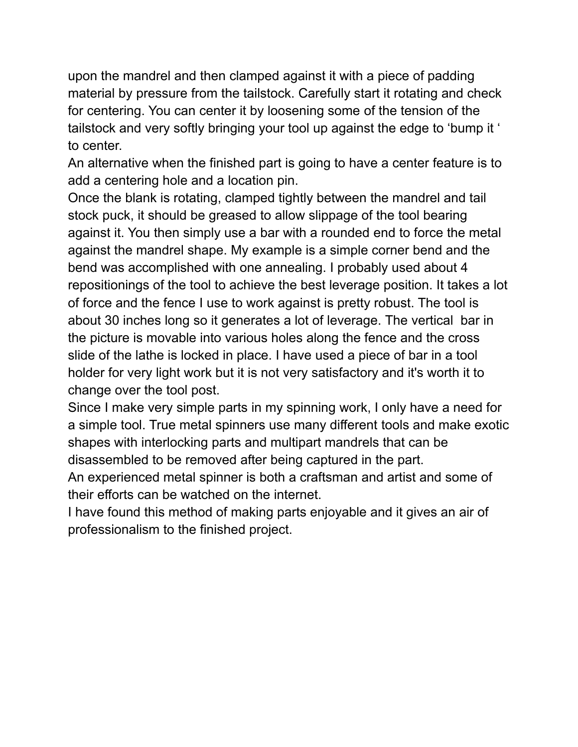upon the mandrel and then clamped against it with a piece of padding material by pressure from the tailstock. Carefully start it rotating and check for centering. You can center it by loosening some of the tension of the tailstock and very softly bringing your tool up against the edge to ‘bump it ‘ to center.

An alternative when the finished part is going to have a center feature is to add a centering hole and a location pin.

Once the blank is rotating, clamped tightly between the mandrel and tail stock puck, it should be greased to allow slippage of the tool bearing against it. You then simply use a bar with a rounded end to force the metal against the mandrel shape. My example is a simple corner bend and the bend was accomplished with one annealing. I probably used about 4 repositionings of the tool to achieve the best leverage position. It takes a lot of force and the fence I use to work against is pretty robust. The tool is about 30 inches long so it generates a lot of leverage. The vertical bar in the picture is movable into various holes along the fence and the cross slide of the lathe is locked in place. I have used a piece of bar in a tool holder for very light work but it is not very satisfactory and it's worth it to change over the tool post.

Since I make very simple parts in my spinning work, I only have a need for a simple tool. True metal spinners use many different tools and make exotic shapes with interlocking parts and multipart mandrels that can be disassembled to be removed after being captured in the part.

An experienced metal spinner is both a craftsman and artist and some of their efforts can be watched on the internet.

I have found this method of making parts enjoyable and it gives an air of professionalism to the finished project.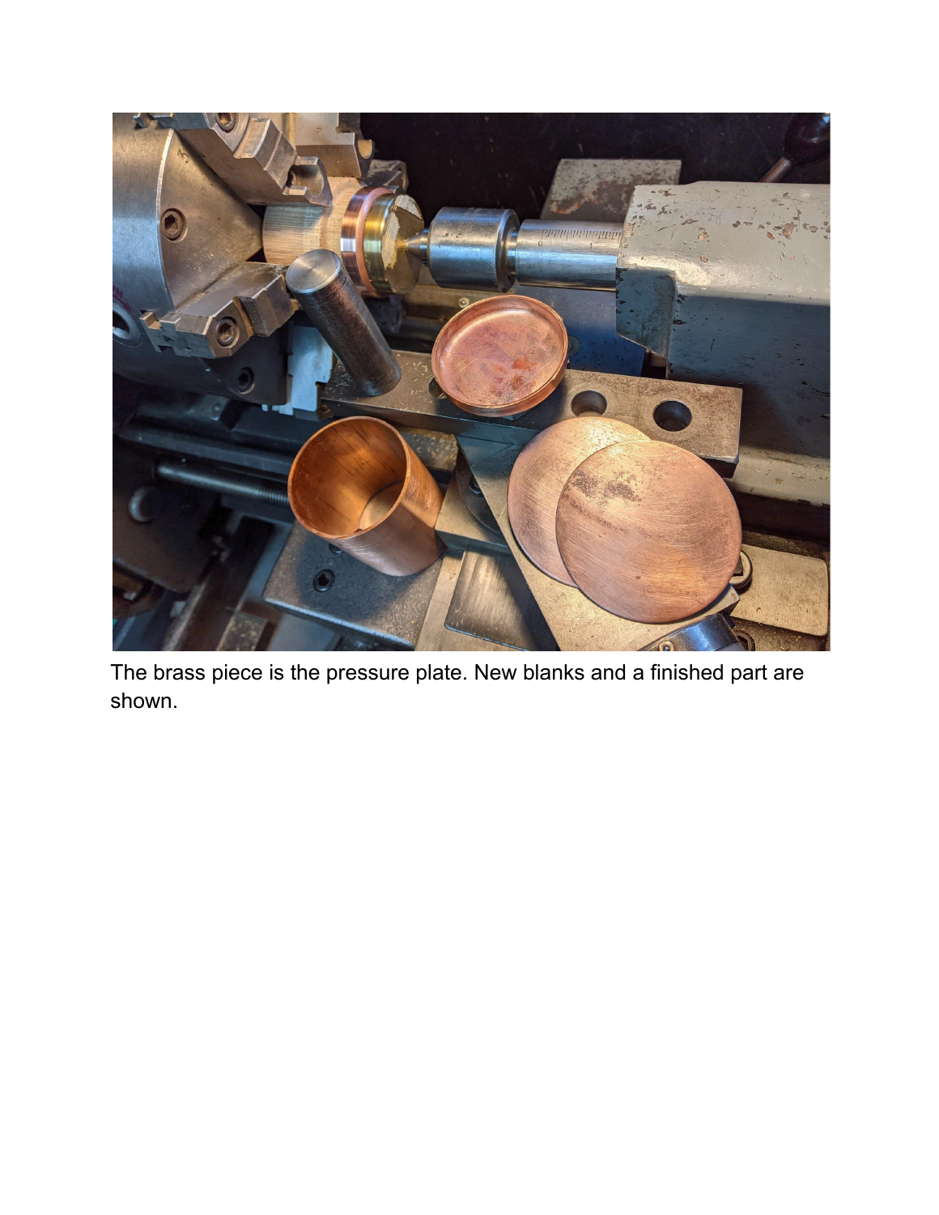The brass piece is the pressure plate. New blanks and a finished part are shown.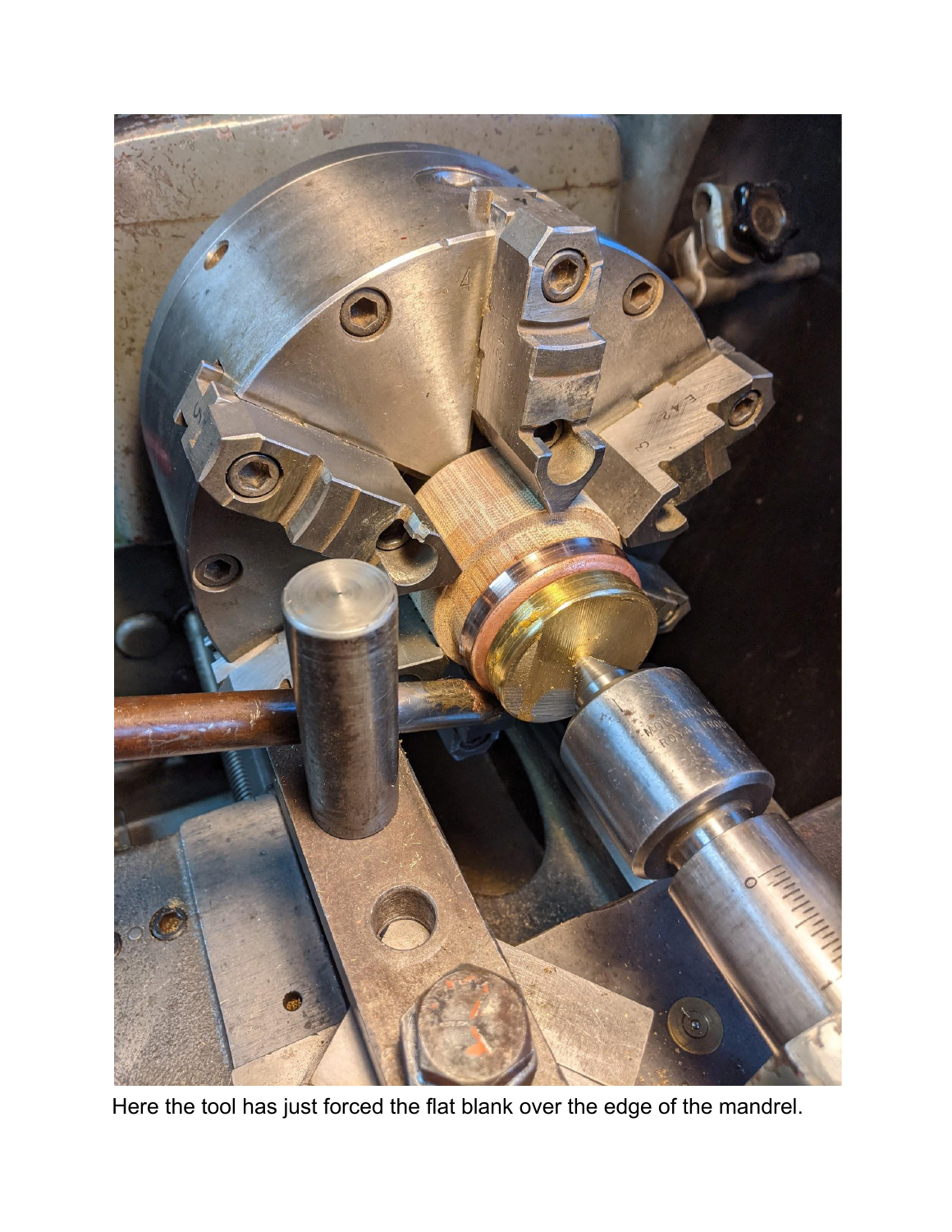Here the tool has just forced the flat blank over the edge of the mandrel.